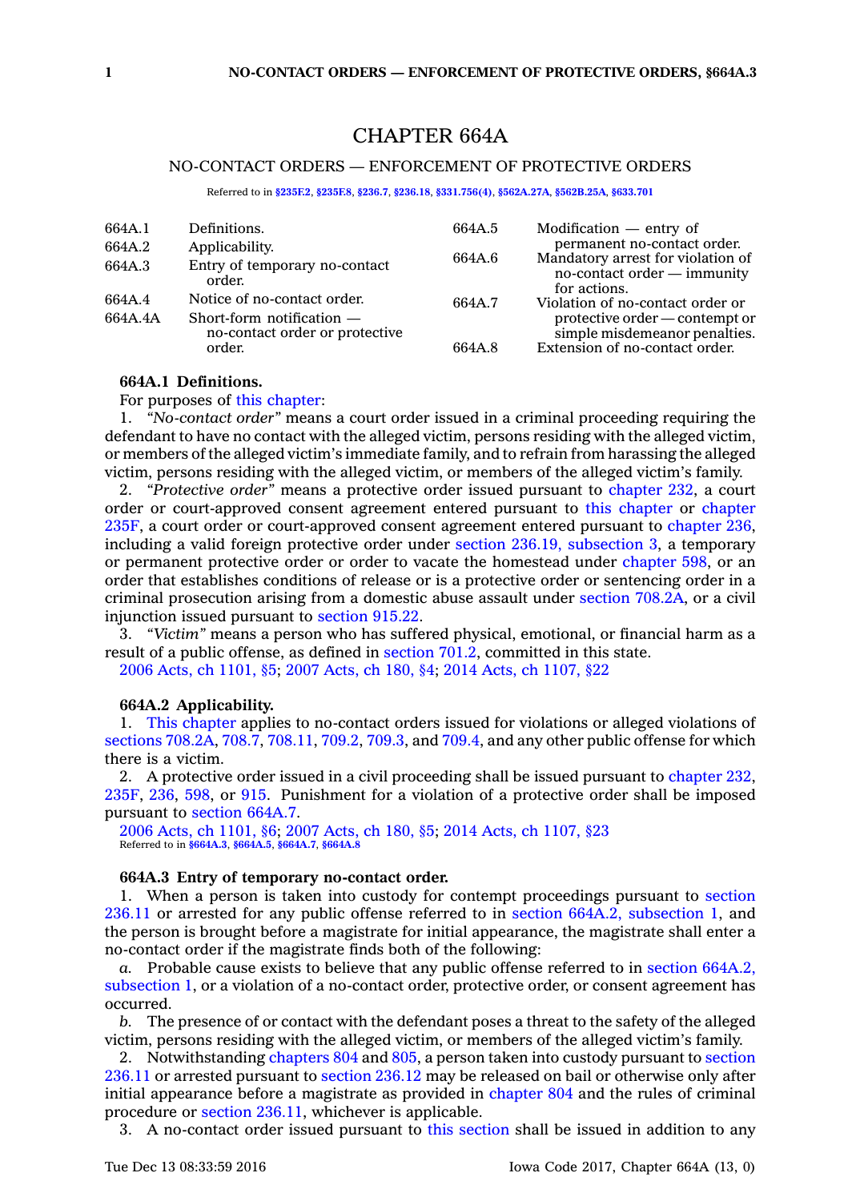# CHAPTER 664A

## NO-CONTACT ORDERS — ENFORCEMENT OF PROTECTIVE ORDERS

Referred to in §235F.2, §235F.8, §236.7, §236.18, §331.756(4), §562A.27A, §562B.25A, §633.701

| | | | |
|---|---|---|---|
| 664A.1 | Definitions. | 664A.5 | Modification — entry of permanent no-contact order. |
| 664A.2 | Applicability. | 664A.6 | Mandatory arrest for violation of no-contact order — immunity for actions. |
| 664A.3 | Entry of temporary no-contact order. | 664A.7 | Violation of no-contact order or protective order — contempt or simple misdemeanor penalties. |
| 664A.4 | Notice of no-contact order. | 664A.8 | Extension of no-contact order. |
| 664A.4A | Short-form notification — no-contact order or protective order. | | |

**664A.1 Definitions.**

For purposes of this chapter:

1. *"No-contact order"* means a court order issued in a criminal proceeding requiring the defendant to have no contact with the alleged victim, persons residing with the alleged victim, or members of the alleged victim's immediate family, and to refrain from harassing the alleged victim, persons residing with the alleged victim, or members of the alleged victim's family.

2. *"Protective order"* means a protective order issued pursuant to chapter 232, a court order or court-approved consent agreement entered pursuant to this chapter or chapter 235F, a court order or court-approved consent agreement entered pursuant to chapter 236, including a valid foreign protective order under section 236.19, subsection 3, a temporary or permanent protective order or order to vacate the homestead under chapter 598, or an order that establishes conditions of release or is a protective order or sentencing order in a criminal prosecution arising from a domestic abuse assault under section 708.2A, or a civil injunction issued pursuant to section 915.22.

3. *"Victim"* means a person who has suffered physical, emotional, or financial harm as a result of a public offense, as defined in section 701.2, committed in this state.

2006 Acts, ch 1101, §5; 2007 Acts, ch 180, §4; 2014 Acts, ch 1107, §22

**664A.2 Applicability.**

1. This chapter applies to no-contact orders issued for violations or alleged violations of sections 708.2A, 708.7, 708.11, 709.2, 709.3, and 709.4, and any other public offense for which there is a victim.

2. A protective order issued in a civil proceeding shall be issued pursuant to chapter 232, 235F, 236, 598, or 915. Punishment for a violation of a protective order shall be imposed pursuant to section 664A.7.

2006 Acts, ch 1101, §6; 2007 Acts, ch 180, §5; 2014 Acts, ch 1107, §23

Referred to in §664A.3, §664A.5, §664A.7, §664A.8

**664A.3 Entry of temporary no-contact order.**

1. When a person is taken into custody for contempt proceedings pursuant to section 236.11 or arrested for any public offense referred to in section 664A.2, subsection 1, and the person is brought before a magistrate for initial appearance, the magistrate shall enter a no-contact order if the magistrate finds both of the following:

*a.* Probable cause exists to believe that any public offense referred to in section 664A.2, subsection 1, or a violation of a no-contact order, protective order, or consent agreement has occurred.

*b.* The presence of or contact with the defendant poses a threat to the safety of the alleged victim, persons residing with the alleged victim, or members of the alleged victim's family.

2. Notwithstanding chapters 804 and 805, a person taken into custody pursuant to section 236.11 or arrested pursuant to section 236.12 may be released on bail or otherwise only after initial appearance before a magistrate as provided in chapter 804 and the rules of criminal procedure or section 236.11, whichever is applicable.

3. A no-contact order issued pursuant to this section shall be issued in addition to any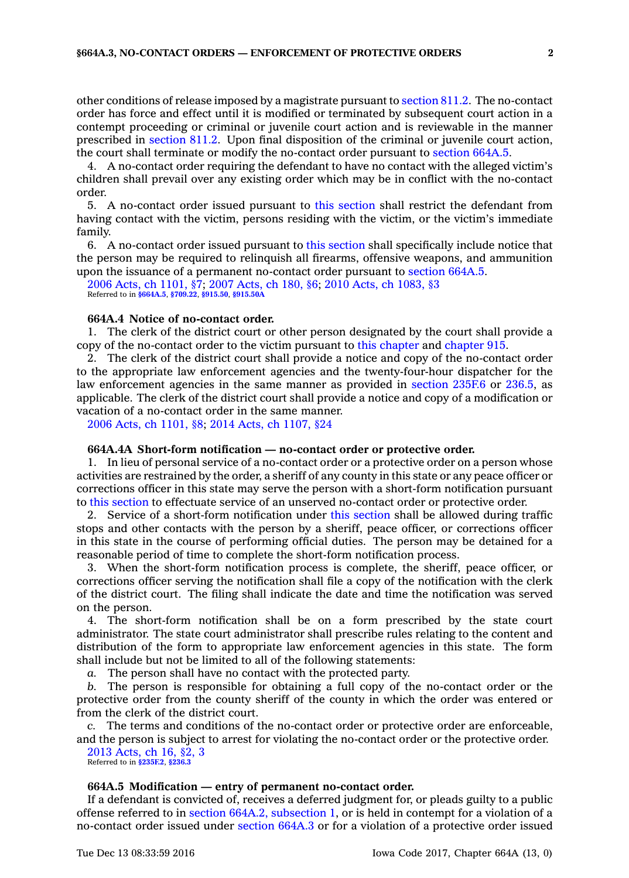other conditions of release imposed by a magistrate pursuant to section 811.2. The no-contact order has force and effect until it is modified or terminated by subsequent court action in a contempt proceeding or criminal or juvenile court action and is reviewable in the manner prescribed in section 811.2. Upon final disposition of the criminal or juvenile court action, the court shall terminate or modify the no-contact order pursuant to section 664A.5.

4. A no-contact order requiring the defendant to have no contact with the alleged victim's children shall prevail over any existing order which may be in conflict with the no-contact order.

5. A no-contact order issued pursuant to this section shall restrict the defendant from having contact with the victim, persons residing with the victim, or the victim's immediate family.

6. A no-contact order issued pursuant to this section shall specifically include notice that the person may be required to relinquish all firearms, offensive weapons, and ammunition upon the issuance of a permanent no-contact order pursuant to section 664A.5.

2006 Acts, ch 1101, §7; 2007 Acts, ch 180, §6; 2010 Acts, ch 1083, §3
Referred to in **§664A.5**, **§709.22**, **§915.50**, **§915.50A**

### 664A.4 Notice of no-contact order.

1. The clerk of the district court or other person designated by the court shall provide a copy of the no-contact order to the victim pursuant to this chapter and chapter 915.

2. The clerk of the district court shall provide a notice and copy of the no-contact order to the appropriate law enforcement agencies and the twenty-four-hour dispatcher for the law enforcement agencies in the same manner as provided in section 235F.6 or 236.5, as applicable. The clerk of the district court shall provide a notice and copy of a modification or vacation of a no-contact order in the same manner.

2006 Acts, ch 1101, §8; 2014 Acts, ch 1107, §24

### 664A.4A Short-form notification — no-contact order or protective order.

1. In lieu of personal service of a no-contact order or a protective order on a person whose activities are restrained by the order, a sheriff of any county in this state or any peace officer or corrections officer in this state may serve the person with a short-form notification pursuant to this section to effectuate service of an unserved no-contact order or protective order.

2. Service of a short-form notification under this section shall be allowed during traffic stops and other contacts with the person by a sheriff, peace officer, or corrections officer in this state in the course of performing official duties. The person may be detained for a reasonable period of time to complete the short-form notification process.

3. When the short-form notification process is complete, the sheriff, peace officer, or corrections officer serving the notification shall file a copy of the notification with the clerk of the district court. The filing shall indicate the date and time the notification was served on the person.

4. The short-form notification shall be on a form prescribed by the state court administrator. The state court administrator shall prescribe rules relating to the content and distribution of the form to appropriate law enforcement agencies in this state. The form shall include but not be limited to all of the following statements:

*a.* The person shall have no contact with the protected party.

*b.* The person is responsible for obtaining a full copy of the no-contact order or the protective order from the county sheriff of the county in which the order was entered or from the clerk of the district court.

*c.* The terms and conditions of the no-contact order or protective order are enforceable, and the person is subject to arrest for violating the no-contact order or the protective order.

2013 Acts, ch 16, §2, 3
Referred to in **§235F.2**, **§236.3**

### 664A.5 Modification — entry of permanent no-contact order.

If a defendant is convicted of, receives a deferred judgment for, or pleads guilty to a public offense referred to in section 664A.2, subsection 1, or is held in contempt for a violation of a no-contact order issued under section 664A.3 or for a violation of a protective order issued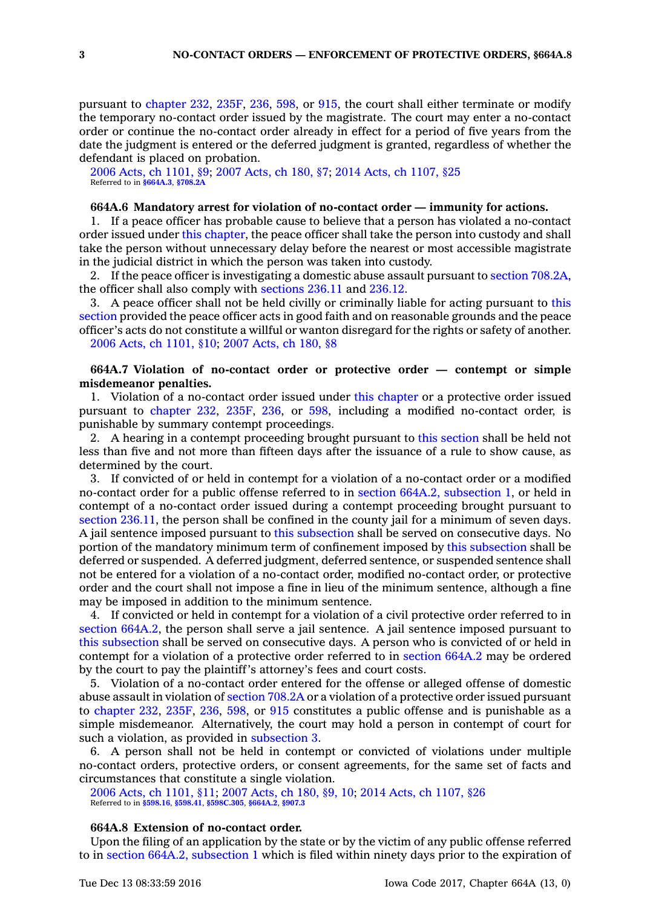pursuant to chapter 232, 235F, 236, 598, or 915, the court shall either terminate or modify the temporary no-contact order issued by the magistrate. The court may enter a no-contact order or continue the no-contact order already in effect for a period of five years from the date the judgment is entered or the deferred judgment is granted, regardless of whether the defendant is placed on probation.

2006 Acts, ch 1101, §9; 2007 Acts, ch 180, §7; 2014 Acts, ch 1107, §25
Referred to in §664A.3, §708.2A

**664A.6 Mandatory arrest for violation of no-contact order — immunity for actions.**

1. If a peace officer has probable cause to believe that a person has violated a no-contact order issued under this chapter, the peace officer shall take the person into custody and shall take the person without unnecessary delay before the nearest or most accessible magistrate in the judicial district in which the person was taken into custody.

2. If the peace officer is investigating a domestic abuse assault pursuant to section 708.2A, the officer shall also comply with sections 236.11 and 236.12.

3. A peace officer shall not be held civilly or criminally liable for acting pursuant to this section provided the peace officer acts in good faith and on reasonable grounds and the peace officer's acts do not constitute a willful or wanton disregard for the rights or safety of another.

2006 Acts, ch 1101, §10; 2007 Acts, ch 180, §8

**664A.7 Violation of no-contact order or protective order — contempt or simple misdemeanor penalties.**

1. Violation of a no-contact order issued under this chapter or a protective order issued pursuant to chapter 232, 235F, 236, or 598, including a modified no-contact order, is punishable by summary contempt proceedings.

2. A hearing in a contempt proceeding brought pursuant to this section shall be held not less than five and not more than fifteen days after the issuance of a rule to show cause, as determined by the court.

3. If convicted of or held in contempt for a violation of a no-contact order or a modified no-contact order for a public offense referred to in section 664A.2, subsection 1, or held in contempt of a no-contact order issued during a contempt proceeding brought pursuant to section 236.11, the person shall be confined in the county jail for a minimum of seven days. A jail sentence imposed pursuant to this subsection shall be served on consecutive days. No portion of the mandatory minimum term of confinement imposed by this subsection shall be deferred or suspended. A deferred judgment, deferred sentence, or suspended sentence shall not be entered for a violation of a no-contact order, modified no-contact order, or protective order and the court shall not impose a fine in lieu of the minimum sentence, although a fine may be imposed in addition to the minimum sentence.

4. If convicted or held in contempt for a violation of a civil protective order referred to in section 664A.2, the person shall serve a jail sentence. A jail sentence imposed pursuant to this subsection shall be served on consecutive days. A person who is convicted of or held in contempt for a violation of a protective order referred to in section 664A.2 may be ordered by the court to pay the plaintiff's attorney's fees and court costs.

5. Violation of a no-contact order entered for the offense or alleged offense of domestic abuse assault in violation of section 708.2A or a violation of a protective order issued pursuant to chapter 232, 235F, 236, 598, or 915 constitutes a public offense and is punishable as a simple misdemeanor. Alternatively, the court may hold a person in contempt of court for such a violation, as provided in subsection 3.

6. A person shall not be held in contempt or convicted of violations under multiple no-contact orders, protective orders, or consent agreements, for the same set of facts and circumstances that constitute a single violation.

2006 Acts, ch 1101, §11; 2007 Acts, ch 180, §9, 10; 2014 Acts, ch 1107, §26
Referred to in §598.16, §598.41, §598C.305, §664A.2, §907.3

**664A.8 Extension of no-contact order.**

Upon the filing of an application by the state or by the victim of any public offense referred to in section 664A.2, subsection 1 which is filed within ninety days prior to the expiration of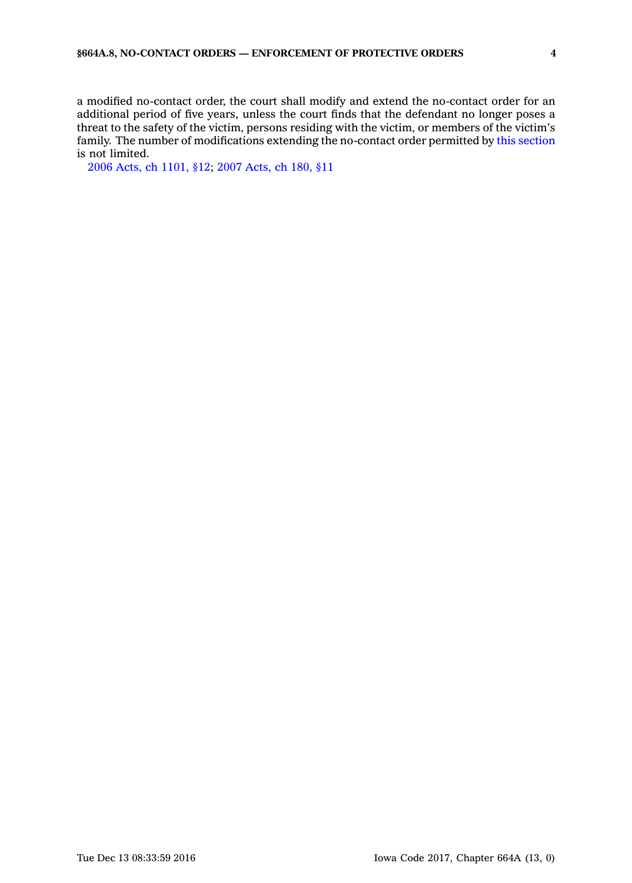a modified no-contact order, the court shall modify and extend the no-contact order for an additional period of five years, unless the court finds that the defendant no longer poses a threat to the safety of the victim, persons residing with the victim, or members of the victim's family. The number of modifications extending the no-contact order permitted by this section is not limited.

2006 Acts, ch 1101, §12; 2007 Acts, ch 180, §11